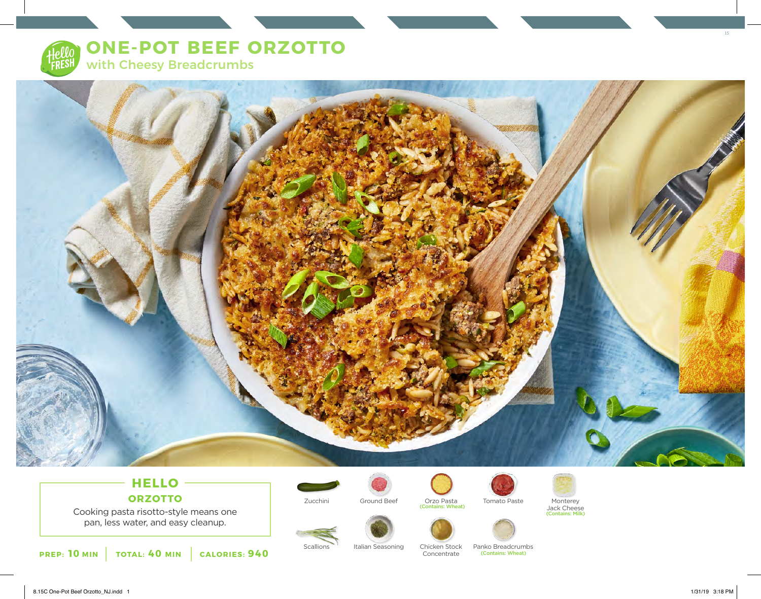# ONE-POT BEEF ORZOTTO

## with Cheesy Breadcrumbs

### HELLO ORZOTTO

Cooking pasta risotto-style means one pan, less water, and easy cleanup.

**PREP: 10 MIN** | **TOTAL: 40 MIN** | **CALORIES: 940**

- Zucchini
- Ground Beef
- Orzo Pasta (Contains: Wheat)
- Tomato Paste
- Monterey Jack Cheese (Contains: Milk)
- Scallions
- Italian Seasoning
- Chicken Stock Concentrate
- Panko Breadcrumbs (Contains: Wheat)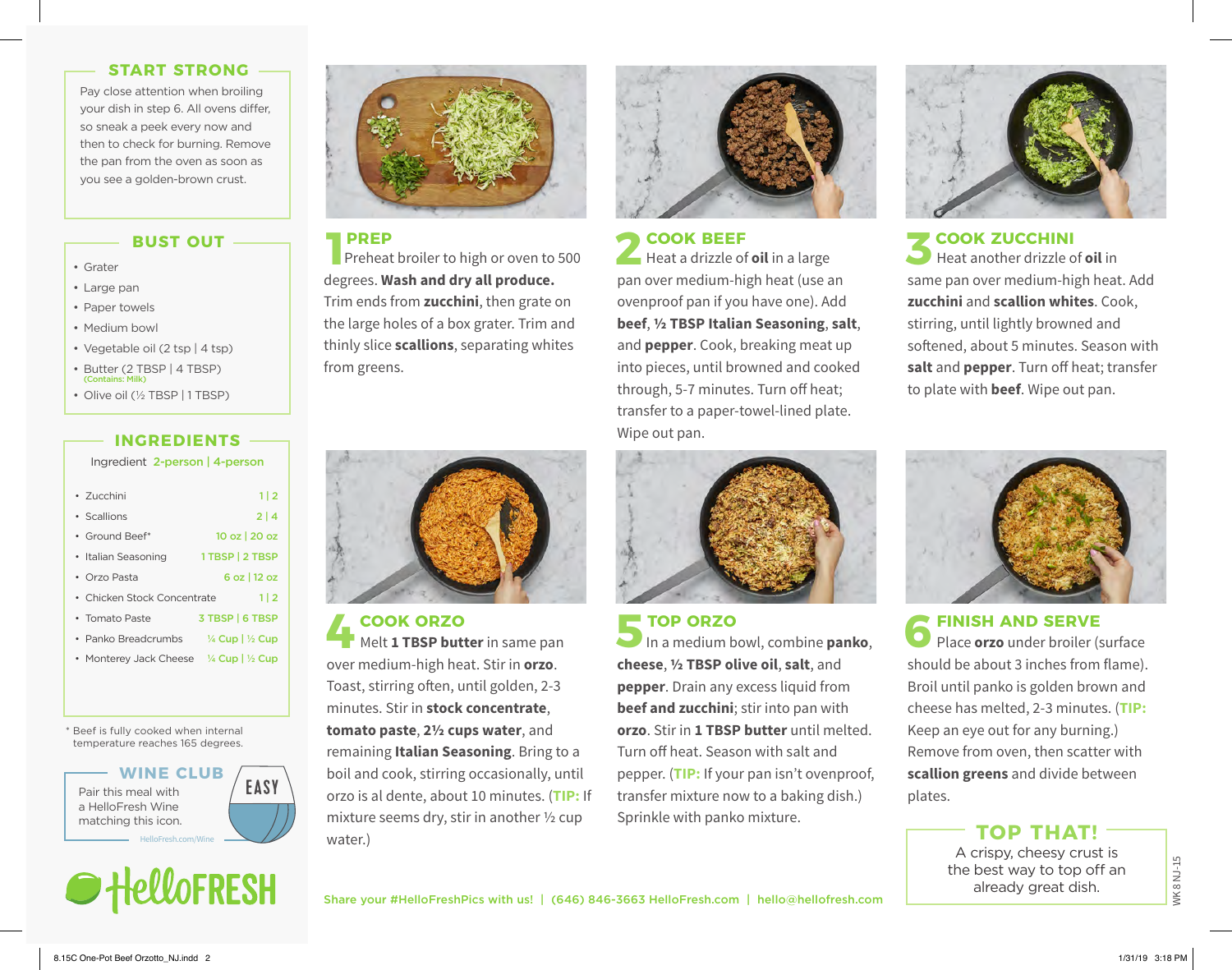## START STRONG

Pay close attention when broiling your dish in step 6. All ovens differ, so sneak a peek every now and then to check for burning. Remove the pan from the oven as soon as you see a golden-brown crust.

## BUST OUT

- Grater
- Large pan
- Paper towels
- Medium bowl
- Vegetable oil (2 tsp | 4 tsp)
- Butter (2 TBSP | 4 TBSP) (Contains: Milk)
- Olive oil (½ TBSP | 1 TBSP)

## INGREDIENTS

| Ingredient | 2-person \| 4-person |
|---|---|
| Zucchini | 1 \| 2 |
| Scallions | 2 \| 4 |
| Ground Beef* | 10 oz \| 20 oz |
| Italian Seasoning | 1 TBSP \| 2 TBSP |
| Orzo Pasta | 6 oz \| 12 oz |
| Chicken Stock Concentrate | 1 \| 2 |
| Tomato Paste | 3 TBSP \| 6 TBSP |
| Panko Breadcrumbs | ¼ Cup \| ½ Cup |
| Monterey Jack Cheese | ¼ Cup \| ½ Cup |

\* Beef is fully cooked when internal temperature reaches 165 degrees.

## WINE CLUB

Pair this meal with a HelloFresh Wine matching this icon.

EASY

HelloFresh.com/Wine

HelloFRESH

## 1 PREP

Preheat broiler to high or oven to 500 degrees. **Wash and dry all produce.** Trim ends from **zucchini**, then grate on the large holes of a box grater. Trim and thinly slice **scallions**, separating whites from greens.

## 2 COOK BEEF

Heat a drizzle of **oil** in a large pan over medium-high heat (use an ovenproof pan if you have one). Add **beef**, **½ TBSP Italian Seasoning**, **salt**, and **pepper**. Cook, breaking meat up into pieces, until browned and cooked through, 5-7 minutes. Turn off heat; transfer to a paper-towel-lined plate. Wipe out pan.

## 3 COOK ZUCCHINI

Heat another drizzle of **oil** in same pan over medium-high heat. Add **zucchini** and **scallion whites**. Cook, stirring, until lightly browned and softened, about 5 minutes. Season with **salt** and **pepper**. Turn off heat; transfer to plate with **beef**. Wipe out pan.

## 4 COOK ORZO

Melt **1 TBSP butter** in same pan over medium-high heat. Stir in **orzo**. Toast, stirring often, until golden, 2-3 minutes. Stir in **stock concentrate**, **tomato paste**, **2½ cups water**, and remaining **Italian Seasoning**. Bring to a boil and cook, stirring occasionally, until orzo is al dente, about 10 minutes. (**TIP:** If mixture seems dry, stir in another ½ cup water.)

## 5 TOP ORZO

In a medium bowl, combine **panko**, **cheese**, **½ TBSP olive oil**, **salt**, and **pepper**. Drain any excess liquid from **beef and zucchini**; stir into pan with **orzo**. Stir in **1 TBSP butter** until melted. Turn off heat. Season with salt and pepper. (**TIP:** If your pan isn't ovenproof, transfer mixture now to a baking dish.) Sprinkle with panko mixture.

## 6 FINISH AND SERVE

Place **orzo** under broiler (surface should be about 3 inches from flame). Broil until panko is golden brown and cheese has melted, 2-3 minutes. (**TIP:** Keep an eye out for any burning.) Remove from oven, then scatter with **scallion greens** and divide between plates.

## TOP THAT!

A crispy, cheesy crust is the best way to top off an already great dish.

Share your #HelloFreshPics with us! | (646) 846-3663 HelloFresh.com | hello@hellofresh.com

WK 8 NJ-15